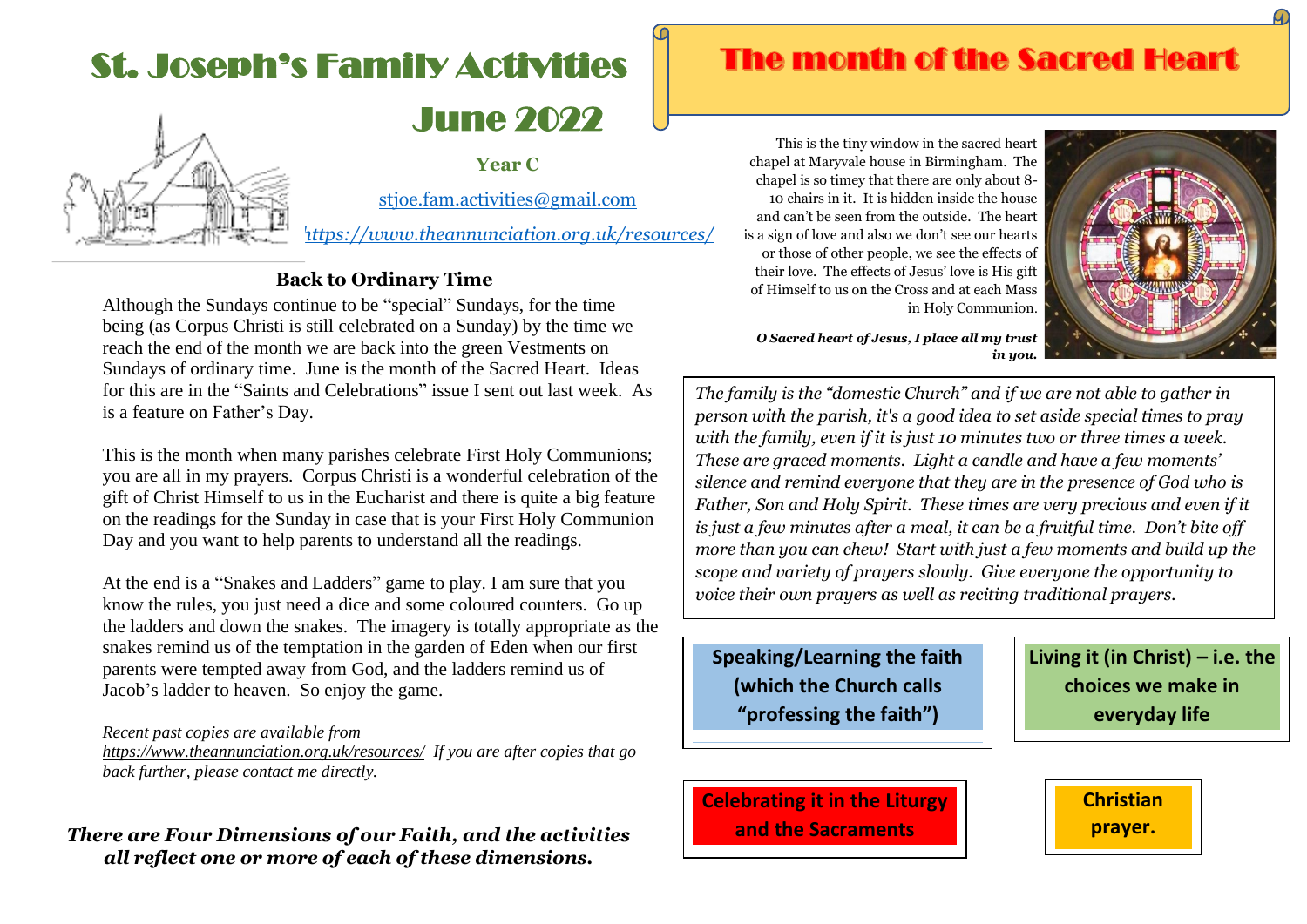# St. Joseph's Family Activities

# June 2022

**Year C**

stjoe.fam.activities@gmail.com

*https://www.theannunciation.org.uk/resources/*

### Back to Ordinary Time

Although the Sundays continue to be "special" Sundays, for the time being (as Corpus Christi is still celebrated on a Sunday) by the time we reach the end of the month we are back into the green Vestments on Sundays of ordinary time. June is the month of the Sacred Heart. Ideas for this are in the "Saints and Celebrations" issue I sent out last week. As is a feature on Father's Day.

This is the month when many parishes celebrate First Holy Communions; you are all in my prayers. Corpus Christi is a wonderful celebration of the gift of Christ Himself to us in the Eucharist and there is quite a big feature on the readings for the Sunday in case that is your First Holy Communion Day and you want to help parents to understand all the readings.

At the end is a "Snakes and Ladders" game to play. I am sure that you know the rules, you just need a dice and some coloured counters. Go up the ladders and down the snakes. The imagery is totally appropriate as the snakes remind us of the temptation in the garden of Eden when our first parents were tempted away from God, and the ladders remind us of Jacob's ladder to heaven. So enjoy the game.

*Recent past copies are available from https://www.theannunciation.org.uk/resources/ If you are after copies that go back further, please contact me directly.*

***There are Four Dimensions of our Faith, and the activities all reflect one or more of each of these dimensions.***

## The month of the Sacred Heart

This is the tiny window in the sacred heart chapel at Maryvale house in Birmingham. The chapel is so timey that there are only about 8-10 chairs in it. It is hidden inside the house and can't be seen from the outside. The heart is a sign of love and also we don't see our hearts or those of other people, we see the effects of their love. The effects of Jesus' love is His gift of Himself to us on the Cross and at each Mass in Holy Communion.

***O Sacred heart of Jesus, I place all my trust in you.***

*The family is the "domestic Church" and if we are not able to gather in person with the parish, it's a good idea to set aside special times to pray with the family, even if it is just 10 minutes two or three times a week. These are graced moments. Light a candle and have a few moments' silence and remind everyone that they are in the presence of God who is Father, Son and Holy Spirit. These times are very precious and even if it is just a few minutes after a meal, it can be a fruitful time. Don't bite off more than you can chew! Start with just a few moments and build up the scope and variety of prayers slowly. Give everyone the opportunity to voice their own prayers as well as reciting traditional prayers.*

**Speaking/Learning the faith (which the Church calls "professing the faith")**

**Living it (in Christ) – i.e. the choices we make in everyday life**

**Celebrating it in the Liturgy and the Sacraments**

**Christian prayer.**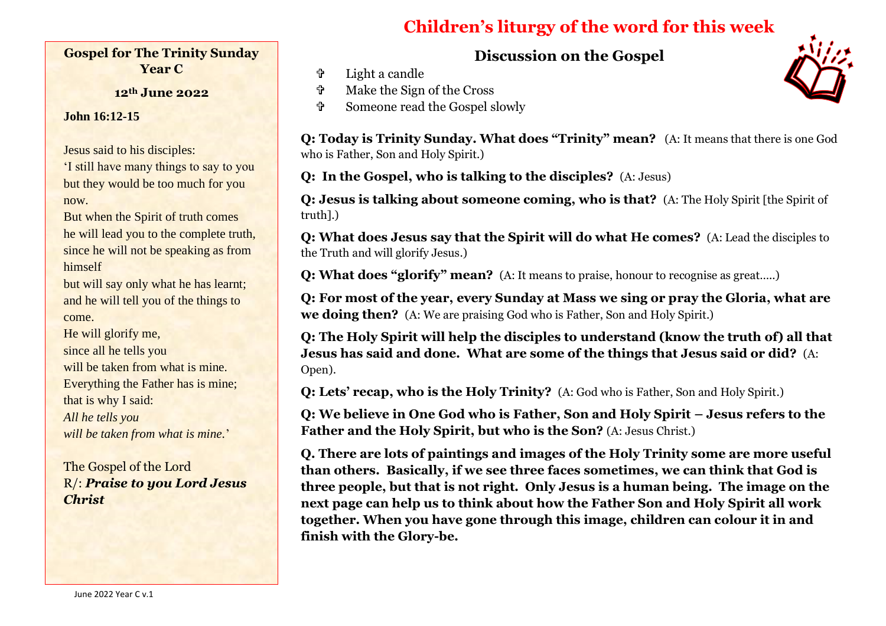**Gospel for The Trinity Sunday Year C**

**12th June 2022**

**John 16:12-15**

Jesus said to his disciples:
'I still have many things to say to you but they would be too much for you now.
But when the Spirit of truth comes he will lead you to the complete truth, since he will not be speaking as from himself
but will say only what he has learnt; and he will tell you of the things to come.
He will glorify me,
since all he tells you
will be taken from what is mine.
Everything the Father has is mine;
that is why I said:
*All he tells you*
*will be taken from what is mine.*'

The Gospel of the Lord
R/: ***Praise to you Lord Jesus Christ***

# Children's liturgy of the word for this week

## Discussion on the Gospel

- ✞ Light a candle
- ✞ Make the Sign of the Cross
- ✞ Someone read the Gospel slowly

**Q: Today is Trinity Sunday. What does "Trinity" mean?** (A: It means that there is one God who is Father, Son and Holy Spirit.)

**Q: In the Gospel, who is talking to the disciples?** (A: Jesus)

**Q: Jesus is talking about someone coming, who is that?** (A: The Holy Spirit [the Spirit of truth].)

**Q: What does Jesus say that the Spirit will do what He comes?** (A: Lead the disciples to the Truth and will glorify Jesus.)

**Q: What does "glorify" mean?** (A: It means to praise, honour to recognise as great.....)

**Q: For most of the year, every Sunday at Mass we sing or pray the Gloria, what are we doing then?** (A: We are praising God who is Father, Son and Holy Spirit.)

**Q: The Holy Spirit will help the disciples to understand (know the truth of) all that Jesus has said and done. What are some of the things that Jesus said or did?** (A: Open).

**Q: Lets' recap, who is the Holy Trinity?** (A: God who is Father, Son and Holy Spirit.)

**Q: We believe in One God who is Father, Son and Holy Spirit – Jesus refers to the Father and the Holy Spirit, but who is the Son?** (A: Jesus Christ.)

**Q. There are lots of paintings and images of the Holy Trinity some are more useful than others. Basically, if we see three faces sometimes, we can think that God is three people, but that is not right. Only Jesus is a human being. The image on the next page can help us to think about how the Father Son and Holy Spirit all work together. When you have gone through this image, children can colour it in and finish with the Glory-be.**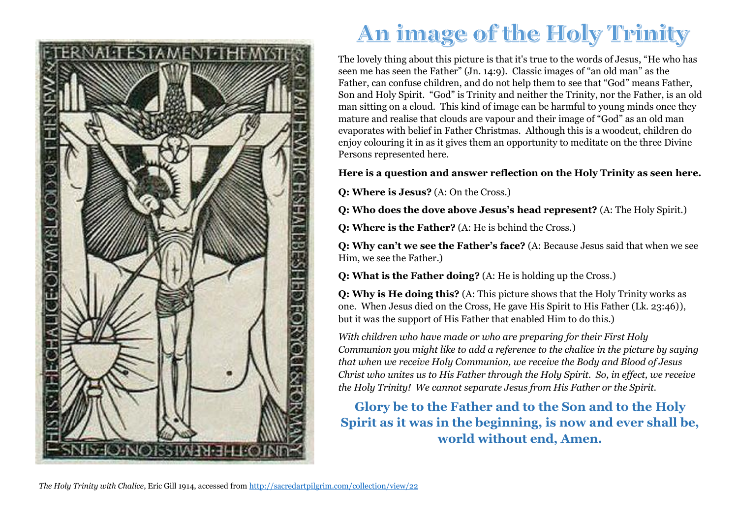# An image of the Holy Trinity

The lovely thing about this picture is that it's true to the words of Jesus, "He who has seen me has seen the Father" (Jn. 14:9). Classic images of "an old man" as the Father, can confuse children, and do not help them to see that "God" means Father, Son and Holy Spirit. "God" is Trinity and neither the Trinity, nor the Father, is an old man sitting on a cloud. This kind of image can be harmful to young minds once they mature and realise that clouds are vapour and their image of "God" as an old man evaporates with belief in Father Christmas. Although this is a woodcut, children do enjoy colouring it in as it gives them an opportunity to meditate on the three Divine Persons represented here.

**Here is a question and answer reflection on the Holy Trinity as seen here.**

**Q: Where is Jesus?** (A: On the Cross.)

**Q: Who does the dove above Jesus's head represent?** (A: The Holy Spirit.)

**Q: Where is the Father?** (A: He is behind the Cross.)

**Q: Why can't we see the Father's face?** (A: Because Jesus said that when we see Him, we see the Father.)

**Q: What is the Father doing?** (A: He is holding up the Cross.)

**Q: Why is He doing this?** (A: This picture shows that the Holy Trinity works as one. When Jesus died on the Cross, He gave His Spirit to His Father (Lk. 23:46)), but it was the support of His Father that enabled Him to do this.)

*With children who have made or who are preparing for their First Holy Communion you might like to add a reference to the chalice in the picture by saying that when we receive Holy Communion, we receive the Body and Blood of Jesus Christ who unites us to His Father through the Holy Spirit. So, in effect, we receive the Holy Trinity! We cannot separate Jesus from His Father or the Spirit.*

**Glory be to the Father and to the Son and to the Holy Spirit as it was in the beginning, is now and ever shall be, world without end, Amen.**

*The Holy Trinity with Chalice*, Eric Gill 1914, accessed from http://sacredartpilgrim.com/collection/view/22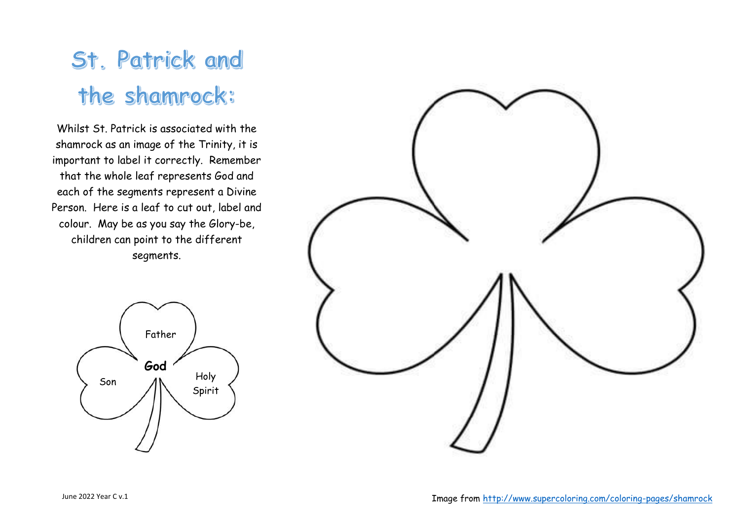# St. Patrick and the shamrock:

Whilst St. Patrick is associated with the shamrock as an image of the Trinity, it is important to label it correctly. Remember that the whole leaf represents God and each of the segments represent a Divine Person. Here is a leaf to cut out, label and colour. May be as you say the Glory-be, children can point to the different segments.

Father

**God**

Son

Holy Spirit

Image from http://www.supercoloring.com/coloring-pages/shamrock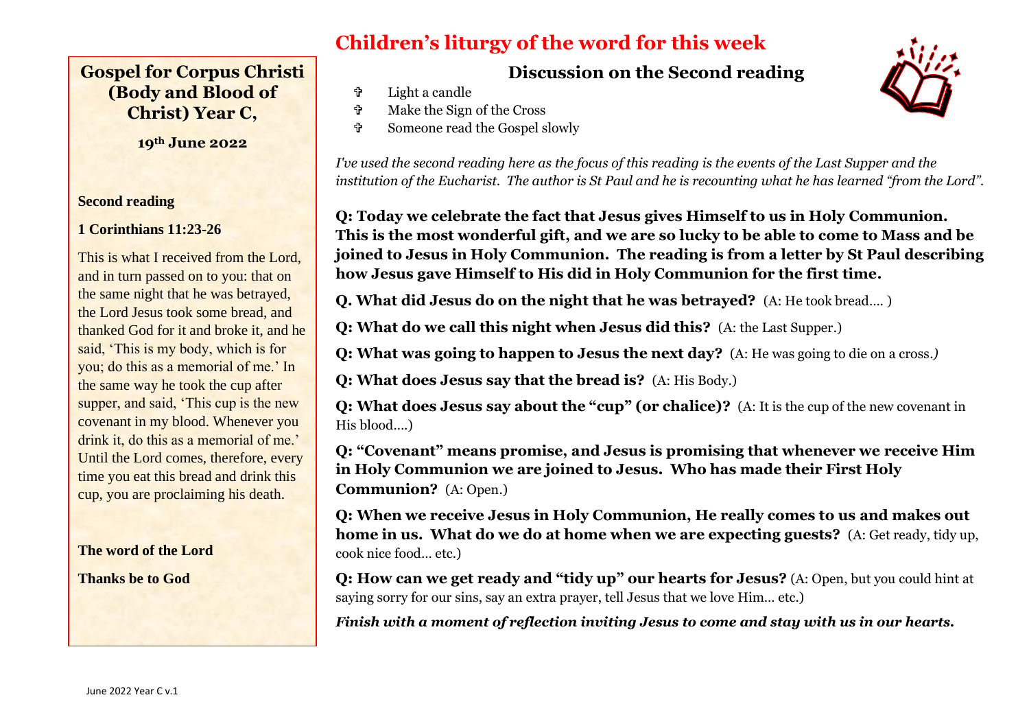# Gospel for Corpus Christi (Body and Blood of Christ) Year C,

**19th June 2022**

**Second reading**

**1 Corinthians 11:23-26**

This is what I received from the Lord, and in turn passed on to you: that on the same night that he was betrayed, the Lord Jesus took some bread, and thanked God for it and broke it, and he said, 'This is my body, which is for you; do this as a memorial of me.' In the same way he took the cup after supper, and said, 'This cup is the new covenant in my blood. Whenever you drink it, do this as a memorial of me.' Until the Lord comes, therefore, every time you eat this bread and drink this cup, you are proclaiming his death.

**The word of the Lord**

**Thanks be to God**

# Children's liturgy of the word for this week

## Discussion on the Second reading

- ✞ Light a candle
- ✞ Make the Sign of the Cross
- ✞ Someone read the Gospel slowly

*I've used the second reading here as the focus of this reading is the events of the Last Supper and the institution of the Eucharist. The author is St Paul and he is recounting what he has learned "from the Lord".*

**Q: Today we celebrate the fact that Jesus gives Himself to us in Holy Communion. This is the most wonderful gift, and we are so lucky to be able to come to Mass and be joined to Jesus in Holy Communion. The reading is from a letter by St Paul describing how Jesus gave Himself to His did in Holy Communion for the first time.**

**Q. What did Jesus do on the night that he was betrayed?** (A: He took bread.... )

**Q: What do we call this night when Jesus did this?** (A: the Last Supper.)

**Q: What was going to happen to Jesus the next day?** (A: He was going to die on a cross.*)*

**Q: What does Jesus say that the bread is?** (A: His Body.)

**Q: What does Jesus say about the "cup" (or chalice)?** (A: It is the cup of the new covenant in His blood....)

**Q: "Covenant" means promise, and Jesus is promising that whenever we receive Him in Holy Communion we are joined to Jesus. Who has made their First Holy Communion?** (A: Open.)

**Q: When we receive Jesus in Holy Communion, He really comes to us and makes out home in us. What do we do at home when we are expecting guests?** (A: Get ready, tidy up, cook nice food… etc.)

**Q: How can we get ready and "tidy up" our hearts for Jesus?** (A: Open, but you could hint at saying sorry for our sins, say an extra prayer, tell Jesus that we love Him… etc.)

***Finish with a moment of reflection inviting Jesus to come and stay with us in our hearts.***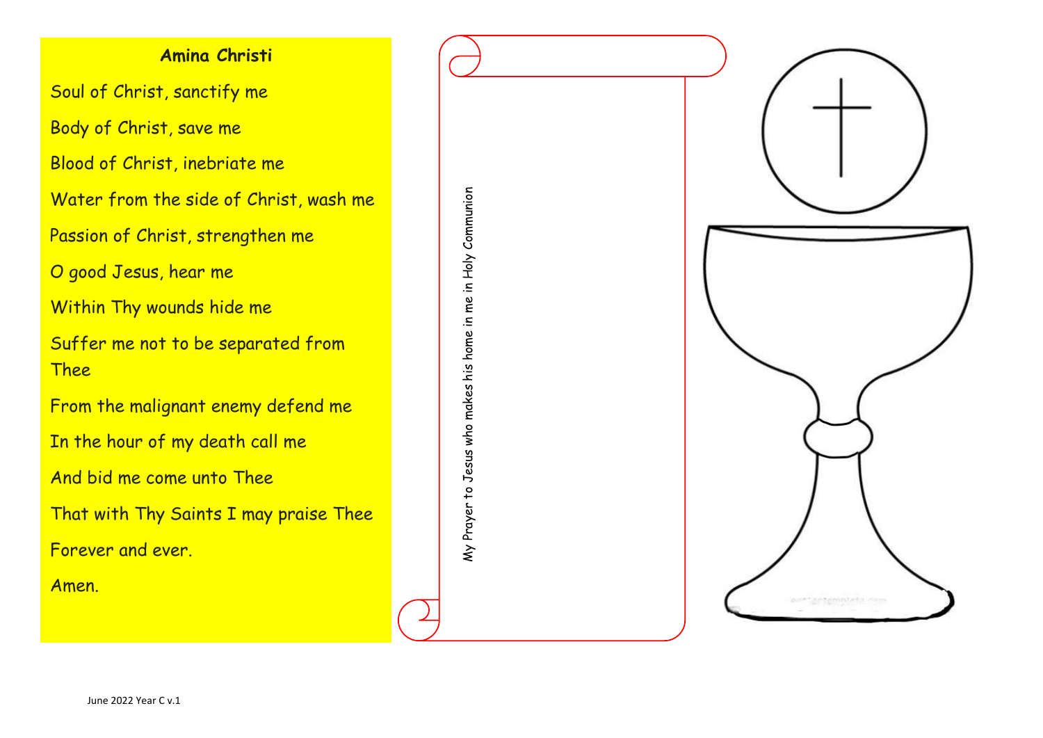## Amina Christi

Soul of Christ, sanctify me

Body of Christ, save me

Blood of Christ, inebriate me

Water from the side of Christ, wash me

Passion of Christ, strengthen me

O good Jesus, hear me

Within Thy wounds hide me

Suffer me not to be separated from Thee

From the malignant enemy defend me

In the hour of my death call me

And bid me come unto Thee

That with Thy Saints I may praise Thee

Forever and ever.

Amen.

My Prayer to Jesus who makes his home in me in Holy Communion

June 2022 Year C v.1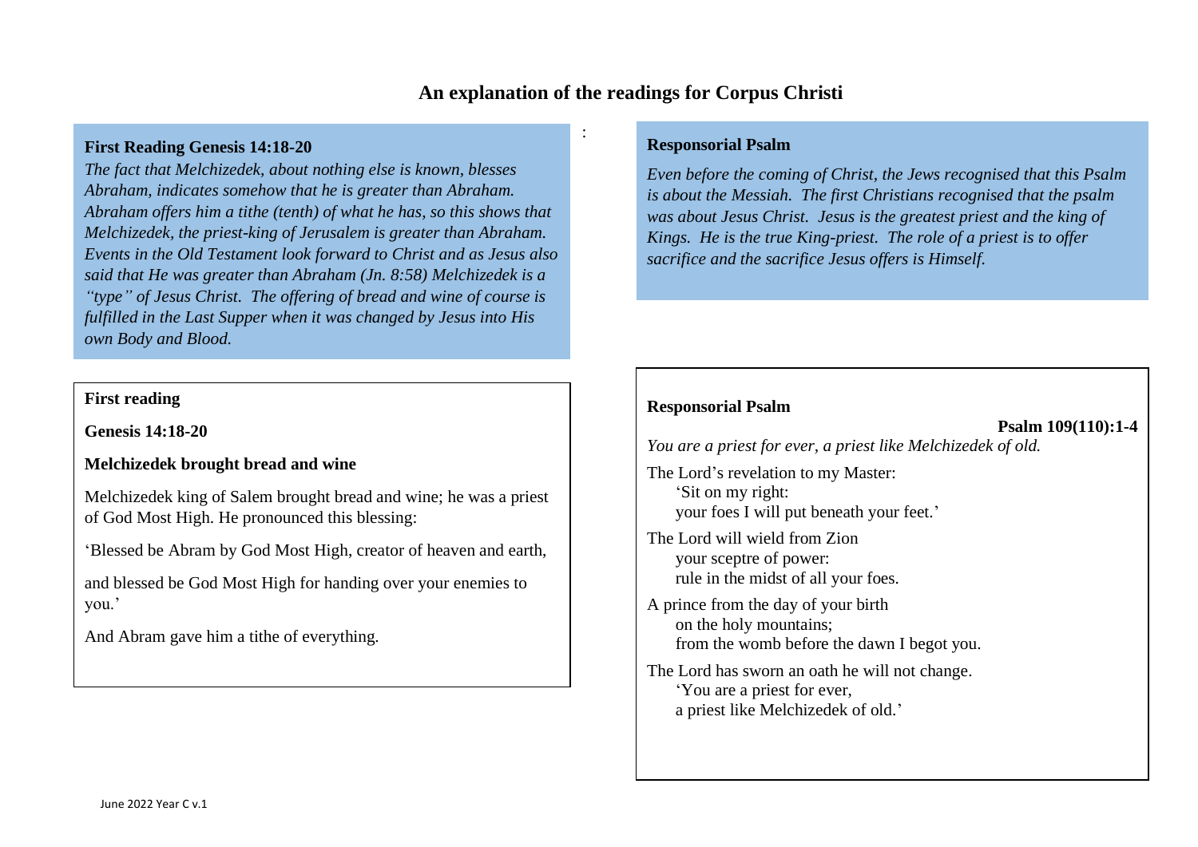# An explanation of the readings for Corpus Christi

**First Reading Genesis 14:18-20**

*The fact that Melchizedek, about nothing else is known, blesses Abraham, indicates somehow that he is greater than Abraham. Abraham offers him a tithe (tenth) of what he has, so this shows that Melchizedek, the priest-king of Jerusalem is greater than Abraham. Events in the Old Testament look forward to Christ and as Jesus also said that He was greater than Abraham (Jn. 8:58) Melchizedek is a "type" of Jesus Christ. The offering of bread and wine of course is fulfilled in the Last Supper when it was changed by Jesus into His own Body and Blood.*

**First reading**

**Genesis 14:18-20**

**Melchizedek brought bread and wine**

Melchizedek king of Salem brought bread and wine; he was a priest of God Most High. He pronounced this blessing:

'Blessed be Abram by God Most High, creator of heaven and earth,

and blessed be God Most High for handing over your enemies to you.'

And Abram gave him a tithe of everything.

**Responsorial Psalm**

*Even before the coming of Christ, the Jews recognised that this Psalm is about the Messiah. The first Christians recognised that the psalm was about Jesus Christ. Jesus is the greatest priest and the king of Kings. He is the true King-priest. The role of a priest is to offer sacrifice and the sacrifice Jesus offers is Himself.*

**Responsorial Psalm**

**Psalm 109(110):1-4**

*You are a priest for ever, a priest like Melchizedek of old.*

The Lord's revelation to my Master:
'Sit on my right:
your foes I will put beneath your feet.'

The Lord will wield from Zion
your sceptre of power:
rule in the midst of all your foes.

A prince from the day of your birth
on the holy mountains;
from the womb before the dawn I begot you.

The Lord has sworn an oath he will not change.
'You are a priest for ever,
a priest like Melchizedek of old.'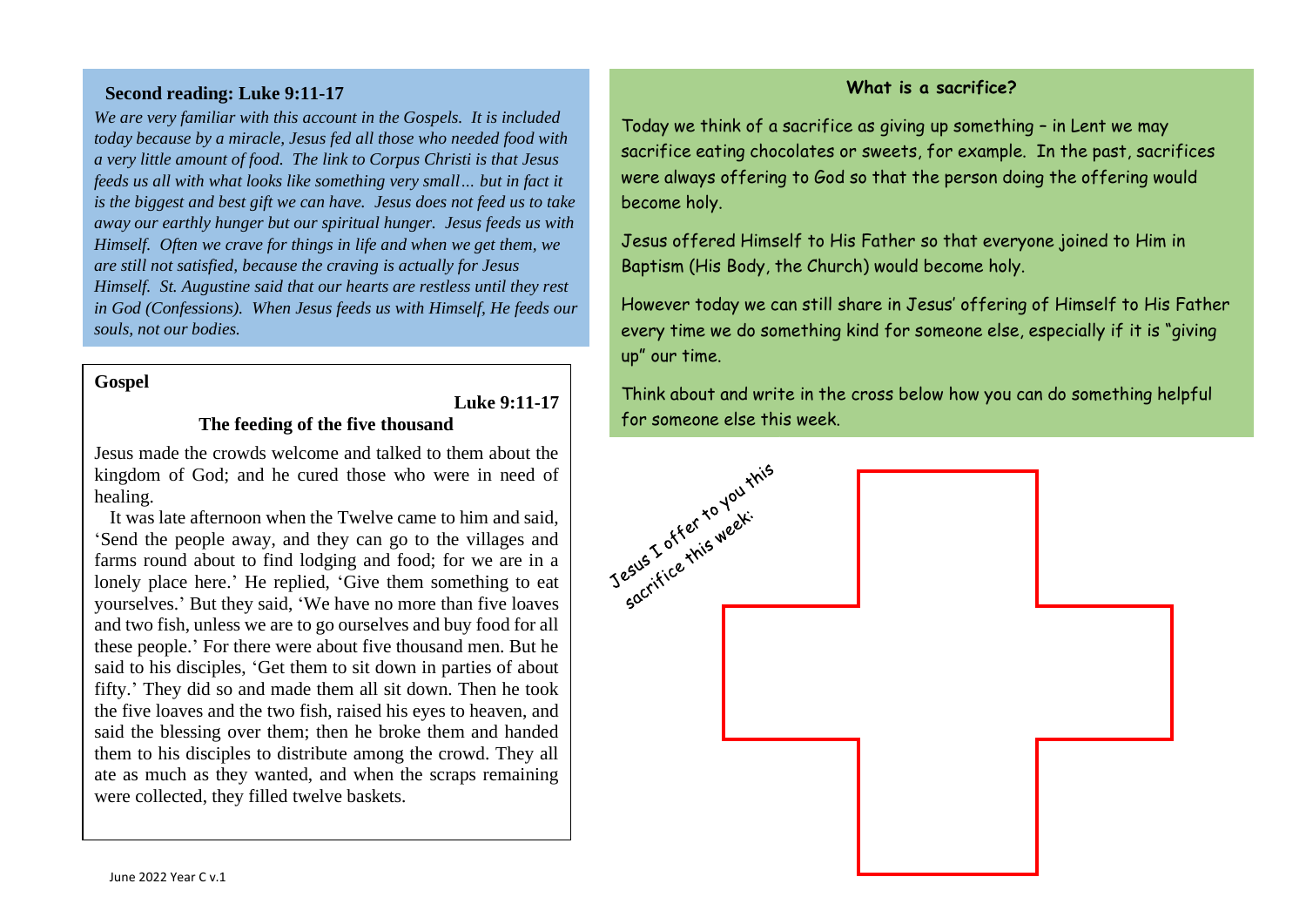## Second reading: Luke 9:11-17

*We are very familiar with this account in the Gospels. It is included today because by a miracle, Jesus fed all those who needed food with a very little amount of food. The link to Corpus Christi is that Jesus feeds us all with what looks like something very small… but in fact it is the biggest and best gift we can have. Jesus does not feed us to take away our earthly hunger but our spiritual hunger. Jesus feeds us with Himself. Often we crave for things in life and when we get them, we are still not satisfied, because the craving is actually for Jesus Himself. St. Augustine said that our hearts are restless until they rest in God (Confessions). When Jesus feeds us with Himself, He feeds our souls, not our bodies.*

**Gospel**

**Luke 9:11-17**

**The feeding of the five thousand**

Jesus made the crowds welcome and talked to them about the kingdom of God; and he cured those who were in need of healing.

It was late afternoon when the Twelve came to him and said, 'Send the people away, and they can go to the villages and farms round about to find lodging and food; for we are in a lonely place here.' He replied, 'Give them something to eat yourselves.' But they said, 'We have no more than five loaves and two fish, unless we are to go ourselves and buy food for all these people.' For there were about five thousand men. But he said to his disciples, 'Get them to sit down in parties of about fifty.' They did so and made them all sit down. Then he took the five loaves and the two fish, raised his eyes to heaven, and said the blessing over them; then he broke them and handed them to his disciples to distribute among the crowd. They all ate as much as they wanted, and when the scraps remaining were collected, they filled twelve baskets.

**What is a sacrifice?**

Today we think of a sacrifice as giving up something – in Lent we may sacrifice eating chocolates or sweets, for example. In the past, sacrifices were always offering to God so that the person doing the offering would become holy.

Jesus offered Himself to His Father so that everyone joined to Him in Baptism (His Body, the Church) would become holy.

However today we can still share in Jesus' offering of Himself to His Father every time we do something kind for someone else, especially if it is "giving up" our time.

Think about and write in the cross below how you can do something helpful for someone else this week.

Jesus I offer to you this sacrifice this week:

June 2022 Year C v.1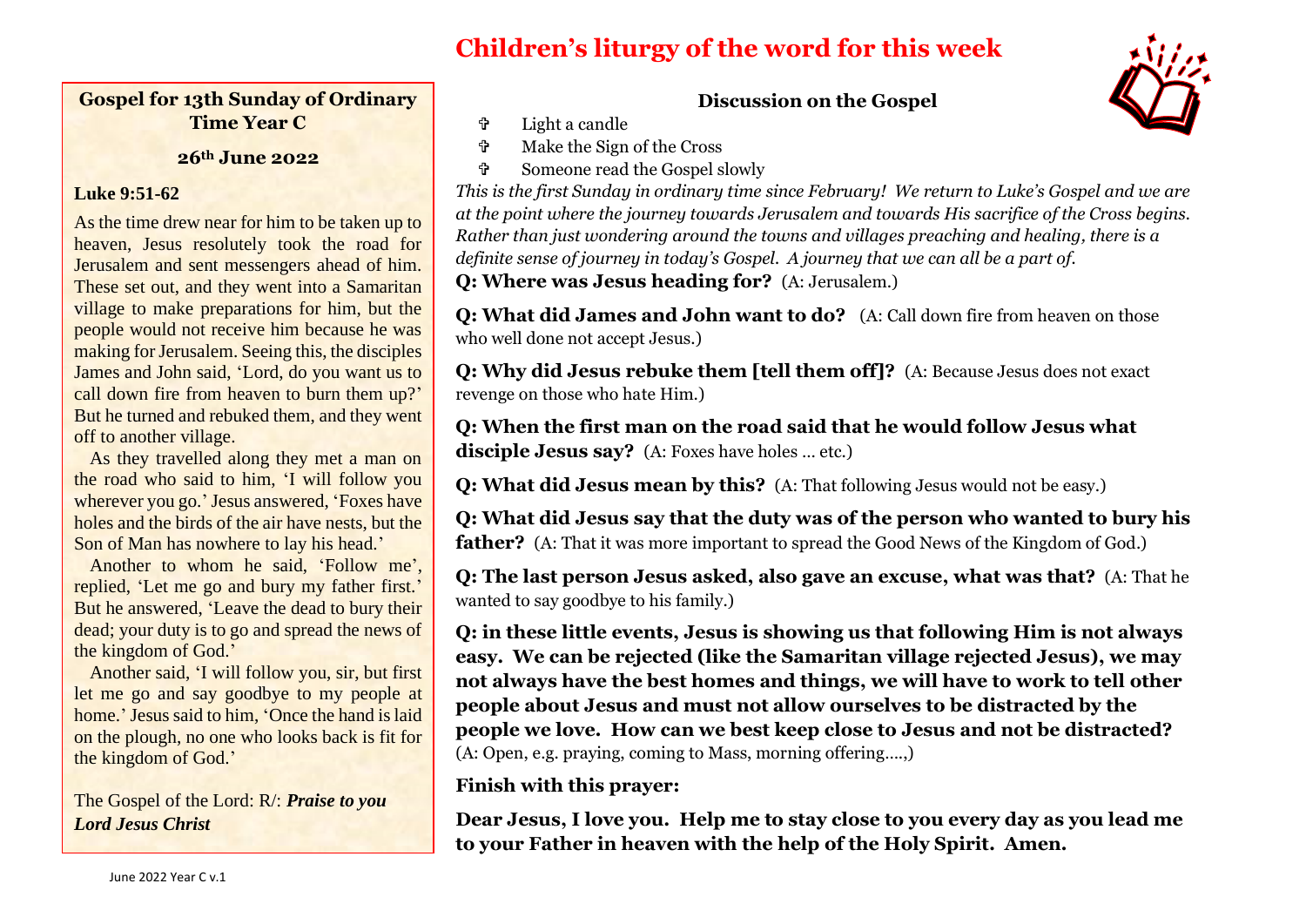# Children's liturgy of the word for this week

## Gospel for 13th Sunday of Ordinary Time Year C

### 26th June 2022

**Luke 9:51-62**

As the time drew near for him to be taken up to heaven, Jesus resolutely took the road for Jerusalem and sent messengers ahead of him. These set out, and they went into a Samaritan village to make preparations for him, but the people would not receive him because he was making for Jerusalem. Seeing this, the disciples James and John said, 'Lord, do you want us to call down fire from heaven to burn them up?' But he turned and rebuked them, and they went off to another village.

As they travelled along they met a man on the road who said to him, 'I will follow you wherever you go.' Jesus answered, 'Foxes have holes and the birds of the air have nests, but the Son of Man has nowhere to lay his head.'

Another to whom he said, 'Follow me', replied, 'Let me go and bury my father first.' But he answered, 'Leave the dead to bury their dead; your duty is to go and spread the news of the kingdom of God.'

Another said, 'I will follow you, sir, but first let me go and say goodbye to my people at home.' Jesus said to him, 'Once the hand is laid on the plough, no one who looks back is fit for the kingdom of God.'

The Gospel of the Lord: R/: ***Praise to you Lord Jesus Christ***

## Discussion on the Gospel

- ✞ Light a candle
- ✞ Make the Sign of the Cross
- ✞ Someone read the Gospel slowly

*This is the first Sunday in ordinary time since February! We return to Luke's Gospel and we are at the point where the journey towards Jerusalem and towards His sacrifice of the Cross begins. Rather than just wondering around the towns and villages preaching and healing, there is a definite sense of journey in today's Gospel. A journey that we can all be a part of.*

**Q: Where was Jesus heading for?** (A: Jerusalem.)

**Q: What did James and John want to do?** (A: Call down fire from heaven on those who well done not accept Jesus.)

**Q: Why did Jesus rebuke them [tell them off]?** (A: Because Jesus does not exact revenge on those who hate Him.)

**Q: When the first man on the road said that he would follow Jesus what disciple Jesus say?** (A: Foxes have holes … etc.)

**Q: What did Jesus mean by this?** (A: That following Jesus would not be easy.)

**Q: What did Jesus say that the duty was of the person who wanted to bury his father?** (A: That it was more important to spread the Good News of the Kingdom of God.)

**Q: The last person Jesus asked, also gave an excuse, what was that?** (A: That he wanted to say goodbye to his family.)

**Q: in these little events, Jesus is showing us that following Him is not always easy. We can be rejected (like the Samaritan village rejected Jesus), we may not always have the best homes and things, we will have to work to tell other people about Jesus and must not allow ourselves to be distracted by the people we love. How can we best keep close to Jesus and not be distracted?** (A: Open, e.g. praying, coming to Mass, morning offering….,)

**Finish with this prayer:**

**Dear Jesus, I love you. Help me to stay close to you every day as you lead me to your Father in heaven with the help of the Holy Spirit. Amen.**

June 2022 Year C v.1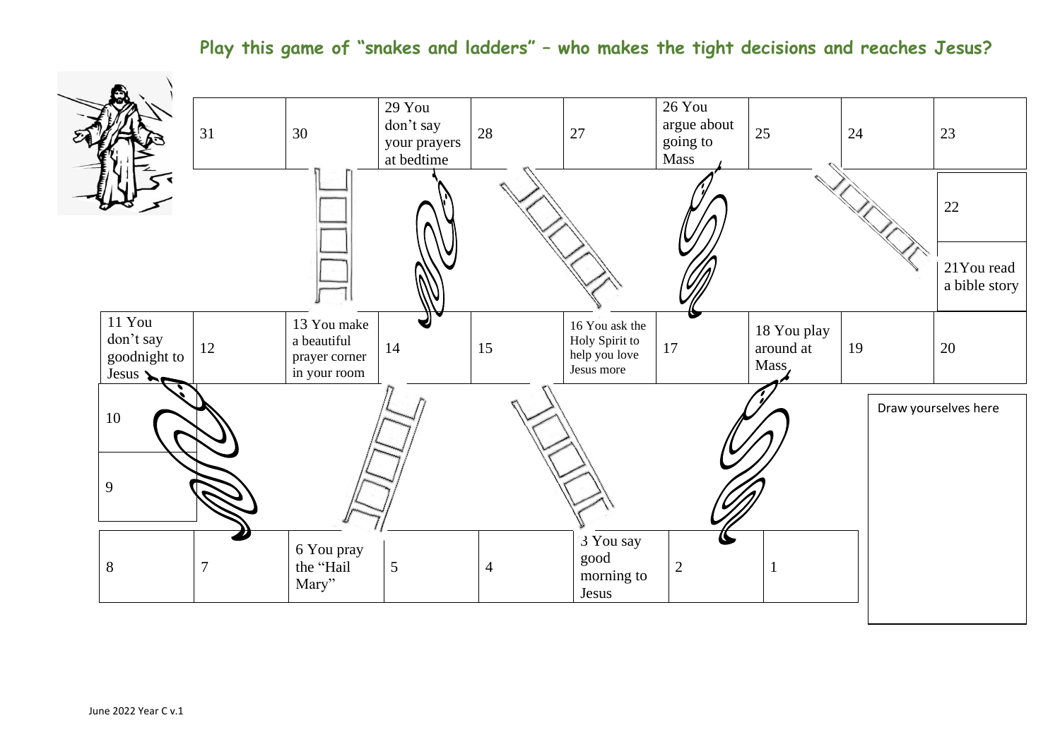**Play this game of "snakes and ladders" – who makes the tight decisions and reaches Jesus?**

31

30

29 You don't say your prayers at bedtime

28

27

26 You argue about going to Mass

25

24

23

22

21 You read a bible story

11 You don't say goodnight to Jesus

12

13 You make a beautiful prayer corner in your room

14

15

16 You ask the Holy Spirit to help you love Jesus more

17

18 You play around at Mass

19

20

10

9

Draw yourselves here

8

7

6 You pray the "Hail Mary"

5

4

3 You say good morning to Jesus

2

1

June 2022 Year C v.1